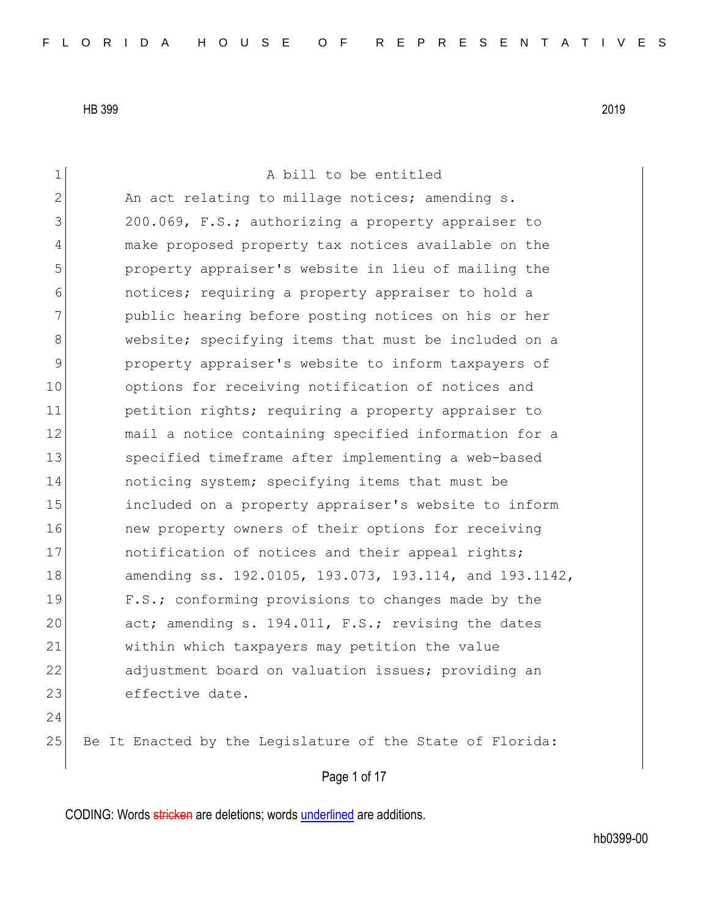A bill to be entitled

An act relating to millage notices; amending s. 200.069, F.S.; authorizing a property appraiser to make proposed property tax notices available on the property appraiser's website in lieu of mailing the notices; requiring a property appraiser to hold a public hearing before posting notices on his or her website; specifying items that must be included on a property appraiser's website to inform taxpayers of options for receiving notification of notices and petition rights; requiring a property appraiser to mail a notice containing specified information for a specified timeframe after implementing a web-based noticing system; specifying items that must be included on a property appraiser's website to inform new property owners of their options for receiving notification of notices and their appeal rights; amending ss. 192.0105, 193.073, 193.114, and 193.1142, F.S.; conforming provisions to changes made by the act; amending s. 194.011, F.S.; revising the dates within which taxpayers may petition the value adjustment board on valuation issues; providing an effective date.

Be It Enacted by the Legislature of the State of Florida: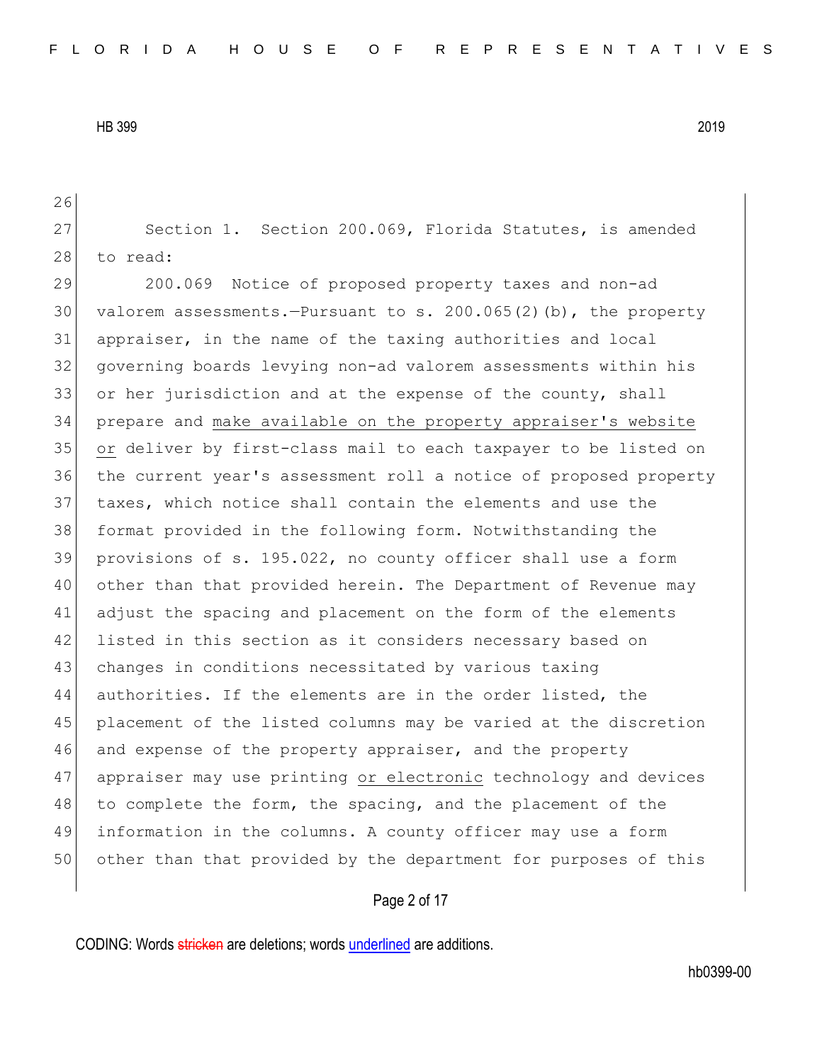Section 1. Section 200.069, Florida Statutes, is amended to read:

200.069 Notice of proposed property taxes and non-ad valorem assessments.—Pursuant to s. 200.065(2)(b), the property appraiser, in the name of the taxing authorities and local governing boards levying non-ad valorem assessments within his or her jurisdiction and at the expense of the county, shall prepare and <u>make available on the property appraiser's website</u> <u>or</u> deliver by first-class mail to each taxpayer to be listed on the current year's assessment roll a notice of proposed property taxes, which notice shall contain the elements and use the format provided in the following form. Notwithstanding the provisions of s. 195.022, no county officer shall use a form other than that provided herein. The Department of Revenue may adjust the spacing and placement on the form of the elements listed in this section as it considers necessary based on changes in conditions necessitated by various taxing authorities. If the elements are in the order listed, the placement of the listed columns may be varied at the discretion and expense of the property appraiser, and the property appraiser may use printing <u>or electronic</u> technology and devices to complete the form, the spacing, and the placement of the information in the columns. A county officer may use a form other than that provided by the department for purposes of this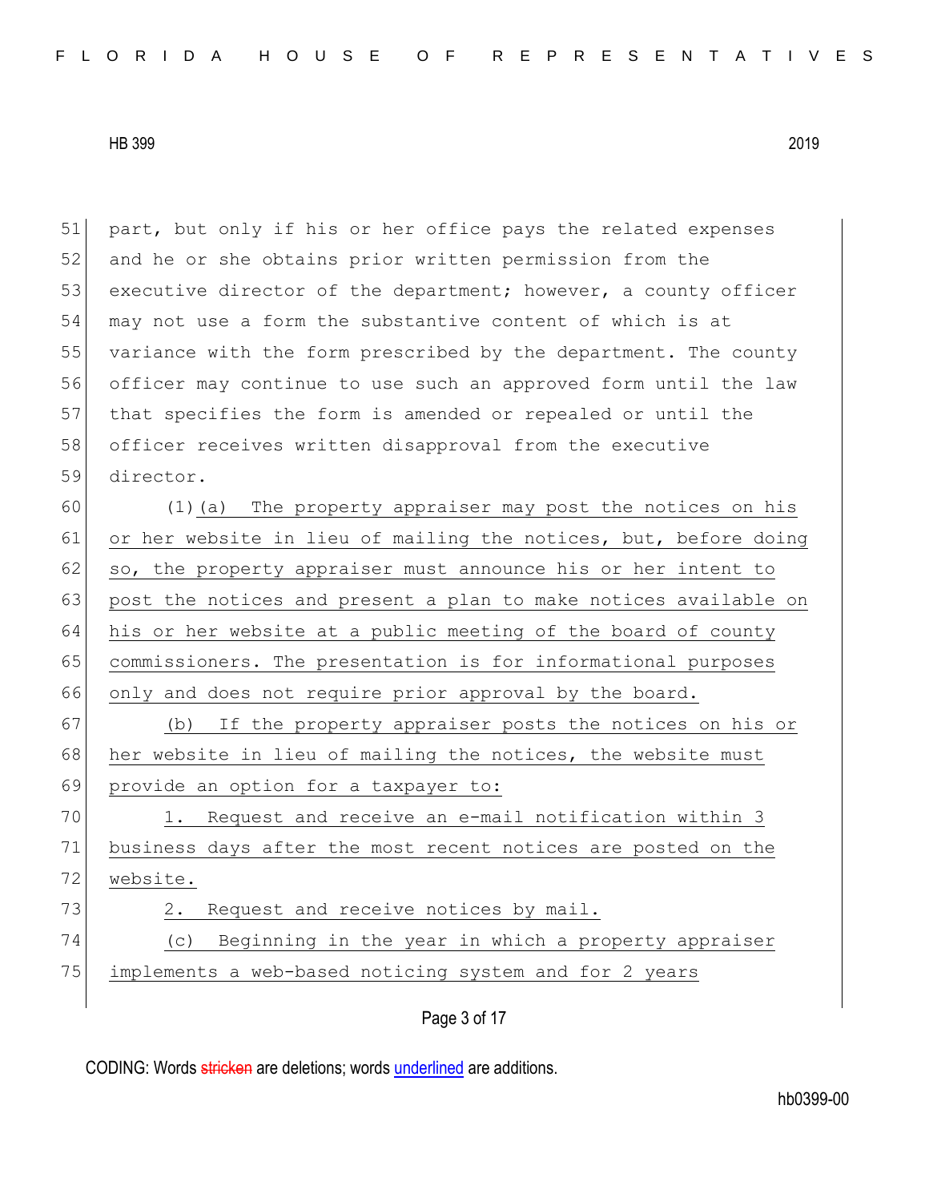part, but only if his or her office pays the related expenses and he or she obtains prior written permission from the executive director of the department; however, a county officer may not use a form the substantive content of which is at variance with the form prescribed by the department. The county officer may continue to use such an approved form until the law that specifies the form is amended or repealed or until the officer receives written disapproval from the executive director.

(1)(a) The property appraiser may post the notices on his or her website in lieu of mailing the notices, but, before doing so, the property appraiser must announce his or her intent to post the notices and present a plan to make notices available on his or her website at a public meeting of the board of county commissioners. The presentation is for informational purposes only and does not require prior approval by the board.

(b) If the property appraiser posts the notices on his or her website in lieu of mailing the notices, the website must provide an option for a taxpayer to:

1. Request and receive an e-mail notification within 3 business days after the most recent notices are posted on the website.

2. Request and receive notices by mail.

(c) Beginning in the year in which a property appraiser implements a web-based noticing system and for 2 years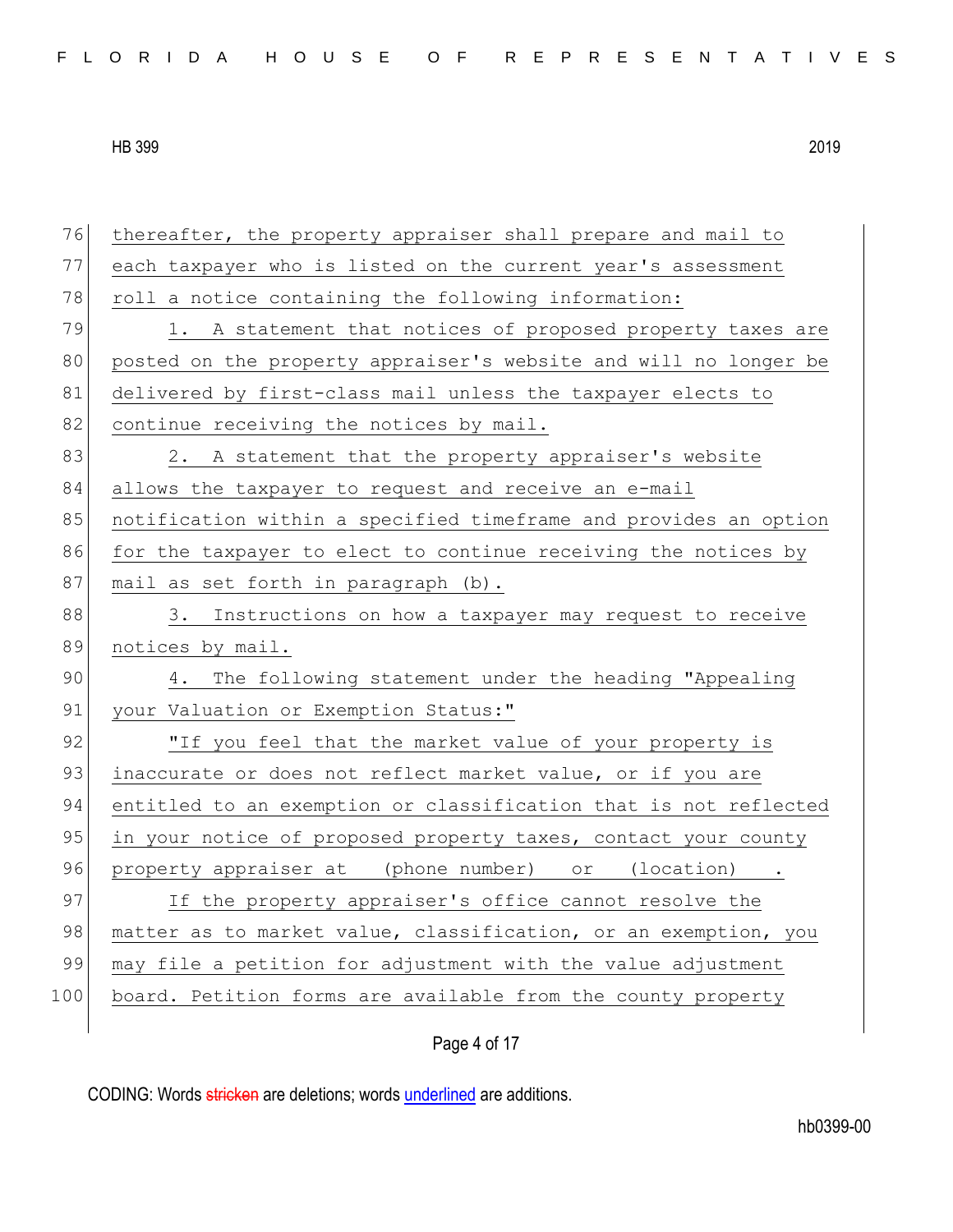76 thereafter, the property appraiser shall prepare and mail to
77 each taxpayer who is listed on the current year's assessment
78 roll a notice containing the following information:

79 1. A statement that notices of proposed property taxes are
80 posted on the property appraiser's website and will no longer be
81 delivered by first-class mail unless the taxpayer elects to
82 continue receiving the notices by mail.

83 2. A statement that the property appraiser's website
84 allows the taxpayer to request and receive an e-mail
85 notification within a specified timeframe and provides an option
86 for the taxpayer to elect to continue receiving the notices by
87 mail as set forth in paragraph (b).

88 3. Instructions on how a taxpayer may request to receive
89 notices by mail.

90 4. The following statement under the heading "Appealing
91 your Valuation or Exemption Status:"

92 "If you feel that the market value of your property is
93 inaccurate or does not reflect market value, or if you are
94 entitled to an exemption or classification that is not reflected
95 in your notice of proposed property taxes, contact your county
96 property appraiser at (phone number) or (location) .

97 If the property appraiser's office cannot resolve the
98 matter as to market value, classification, or an exemption, you
99 may file a petition for adjustment with the value adjustment
100 board. Petition forms are available from the county property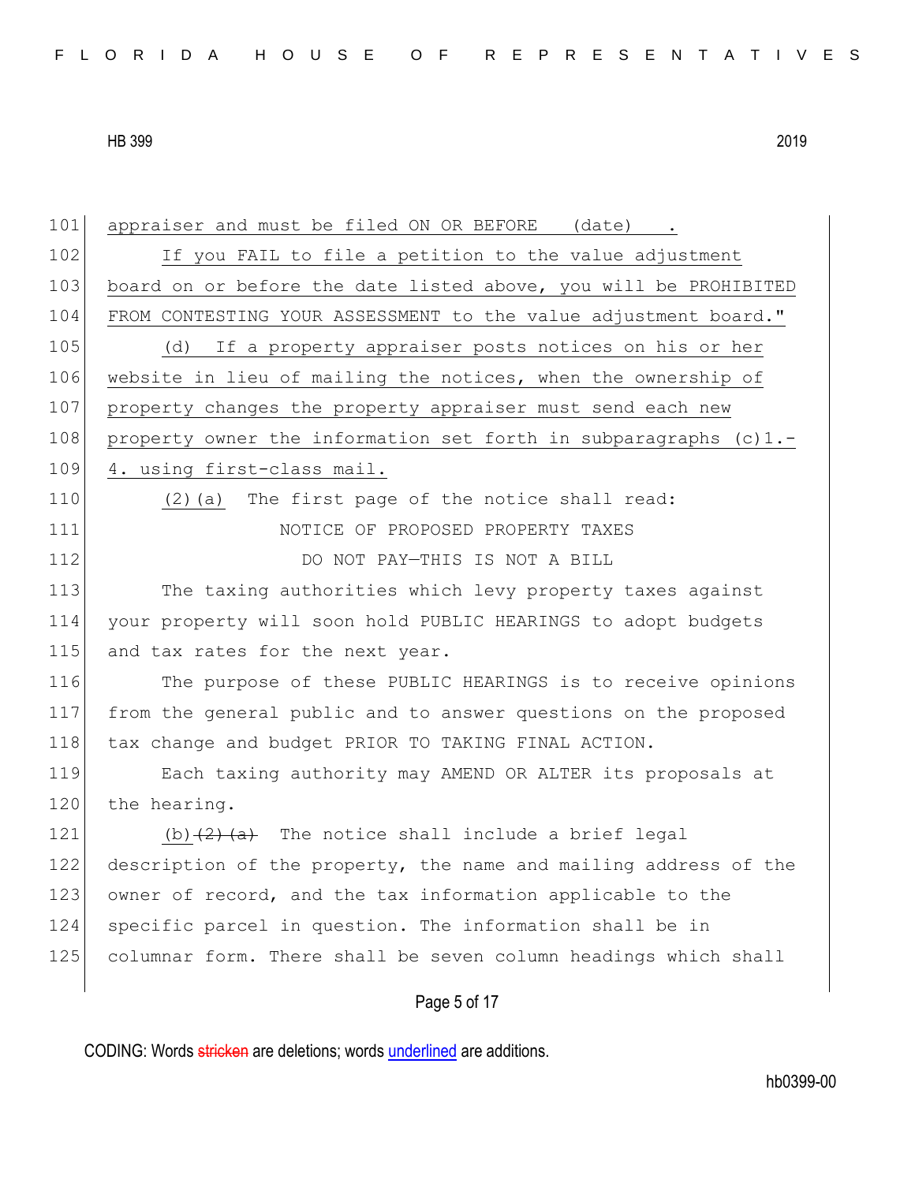appraiser and must be filed ON OR BEFORE (date).

If you FAIL to file a petition to the value adjustment board on or before the date listed above, you will be PROHIBITED FROM CONTESTING YOUR ASSESSMENT to the value adjustment board."

<u>(d) If a property appraiser posts notices on his or her website in lieu of mailing the notices, when the ownership of property changes the property appraiser must send each new property owner the information set forth in subparagraphs (c)1.-4. using first-class mail.</u>

<u>(2)(a)</u> The first page of the notice shall read:

NOTICE OF PROPOSED PROPERTY TAXES

DO NOT PAY—THIS IS NOT A BILL

The taxing authorities which levy property taxes against your property will soon hold PUBLIC HEARINGS to adopt budgets and tax rates for the next year.

The purpose of these PUBLIC HEARINGS is to receive opinions from the general public and to answer questions on the proposed tax change and budget PRIOR TO TAKING FINAL ACTION.

Each taxing authority may AMEND OR ALTER its proposals at the hearing.

<u>(b)</u>~~(2)(a)~~ The notice shall include a brief legal description of the property, the name and mailing address of the owner of record, and the tax information applicable to the specific parcel in question. The information shall be in columnar form. There shall be seven column headings which shall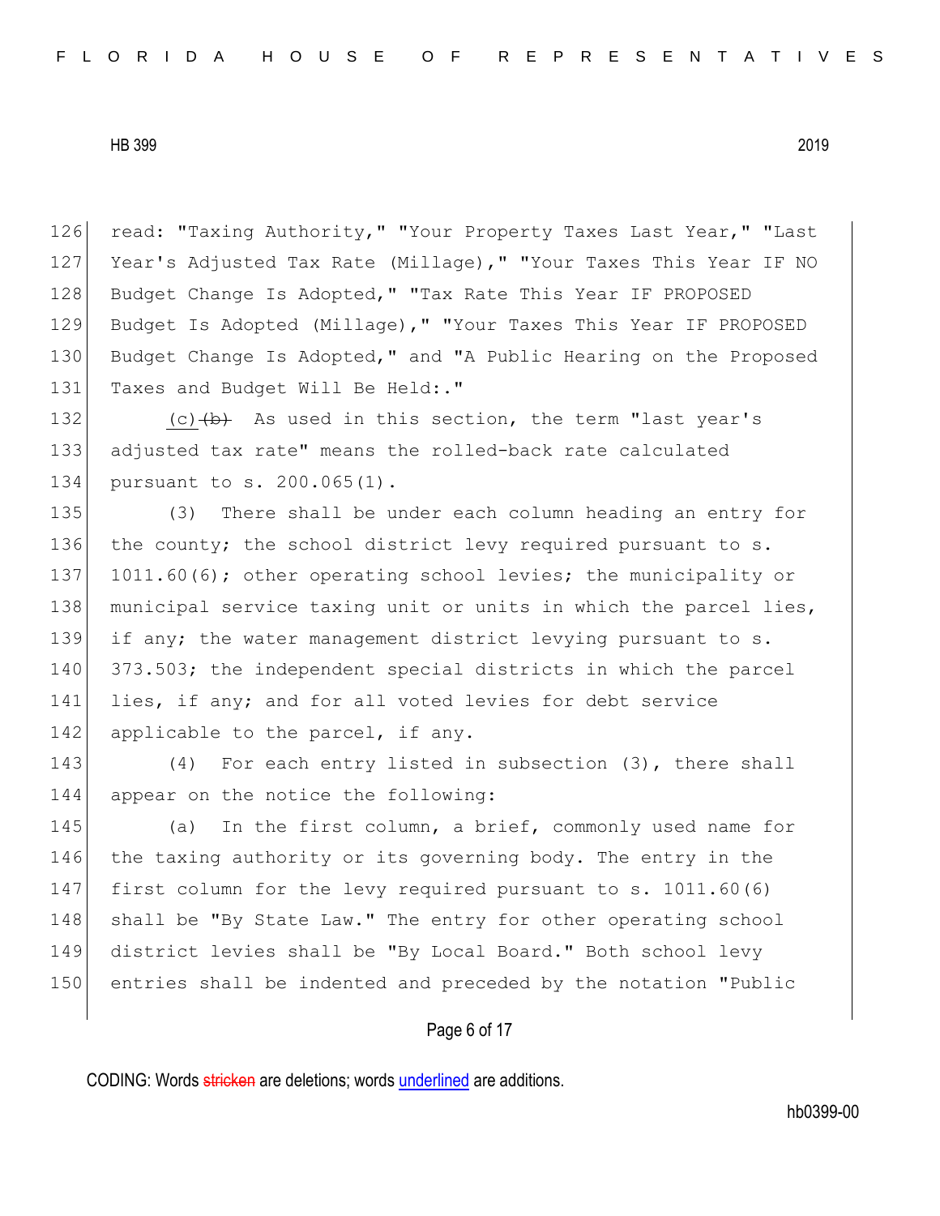read: "Taxing Authority," "Your Property Taxes Last Year," "Last Year's Adjusted Tax Rate (Millage)," "Your Taxes This Year IF NO Budget Change Is Adopted," "Tax Rate This Year IF PROPOSED Budget Is Adopted (Millage)," "Your Taxes This Year IF PROPOSED Budget Change Is Adopted," and "A Public Hearing on the Proposed Taxes and Budget Will Be Held:."

<u>(c)</u> ~~(b)~~ As used in this section, the term "last year's adjusted tax rate" means the rolled-back rate calculated pursuant to s. 200.065(1).

(3) There shall be under each column heading an entry for the county; the school district levy required pursuant to s. 1011.60(6); other operating school levies; the municipality or municipal service taxing unit or units in which the parcel lies, if any; the water management district levying pursuant to s. 373.503; the independent special districts in which the parcel lies, if any; and for all voted levies for debt service applicable to the parcel, if any.

(4) For each entry listed in subsection (3), there shall appear on the notice the following:

(a) In the first column, a brief, commonly used name for the taxing authority or its governing body. The entry in the first column for the levy required pursuant to s. 1011.60(6) shall be "By State Law." The entry for other operating school district levies shall be "By Local Board." Both school levy entries shall be indented and preceded by the notation "Public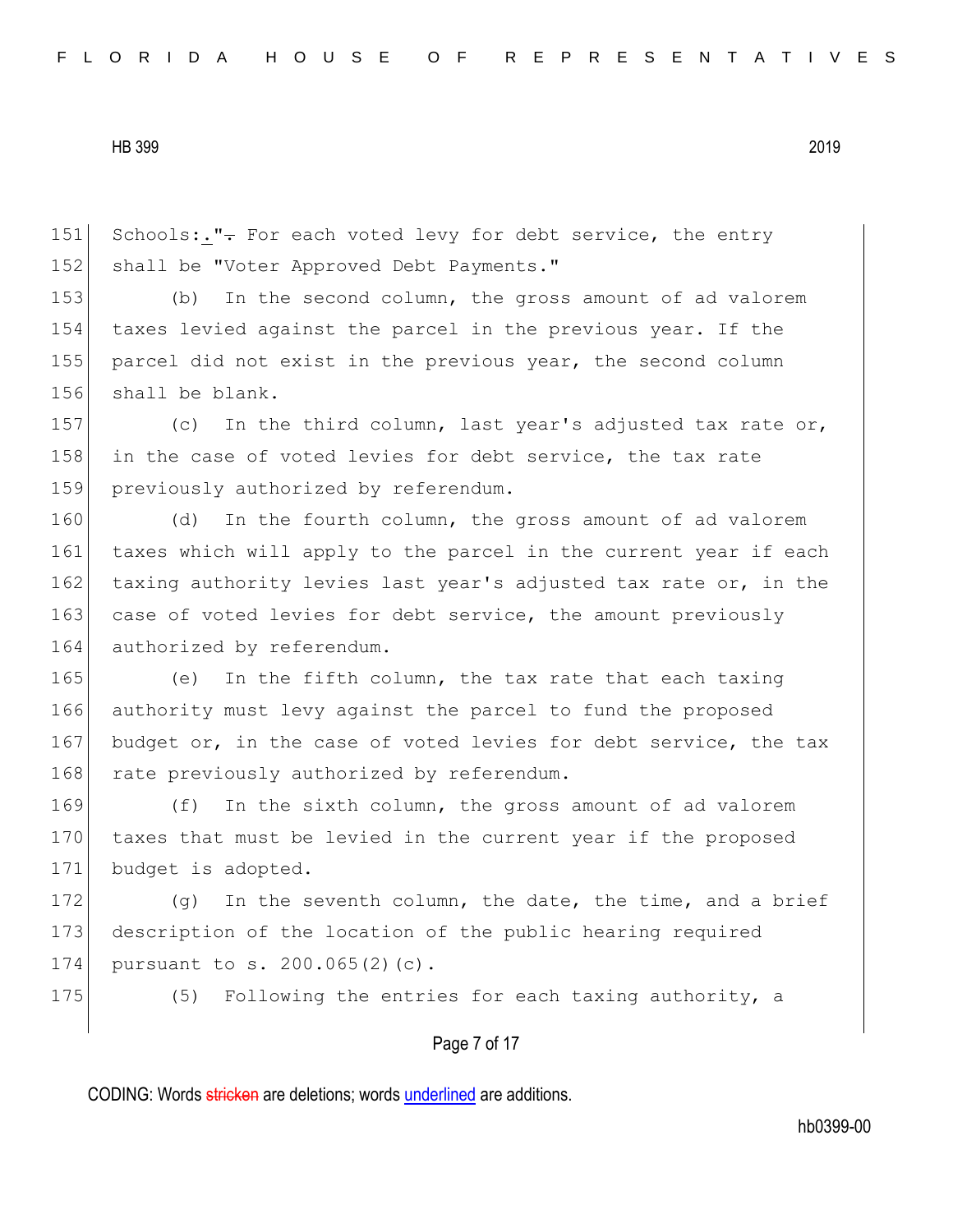Schools:." For each voted levy for debt service, the entry shall be "Voter Approved Debt Payments."

(b) In the second column, the gross amount of ad valorem taxes levied against the parcel in the previous year. If the parcel did not exist in the previous year, the second column shall be blank.

(c) In the third column, last year's adjusted tax rate or, in the case of voted levies for debt service, the tax rate previously authorized by referendum.

(d) In the fourth column, the gross amount of ad valorem taxes which will apply to the parcel in the current year if each taxing authority levies last year's adjusted tax rate or, in the case of voted levies for debt service, the amount previously authorized by referendum.

(e) In the fifth column, the tax rate that each taxing authority must levy against the parcel to fund the proposed budget or, in the case of voted levies for debt service, the tax rate previously authorized by referendum.

(f) In the sixth column, the gross amount of ad valorem taxes that must be levied in the current year if the proposed budget is adopted.

(g) In the seventh column, the date, the time, and a brief description of the location of the public hearing required pursuant to s. 200.065(2)(c).

(5) Following the entries for each taxing authority, a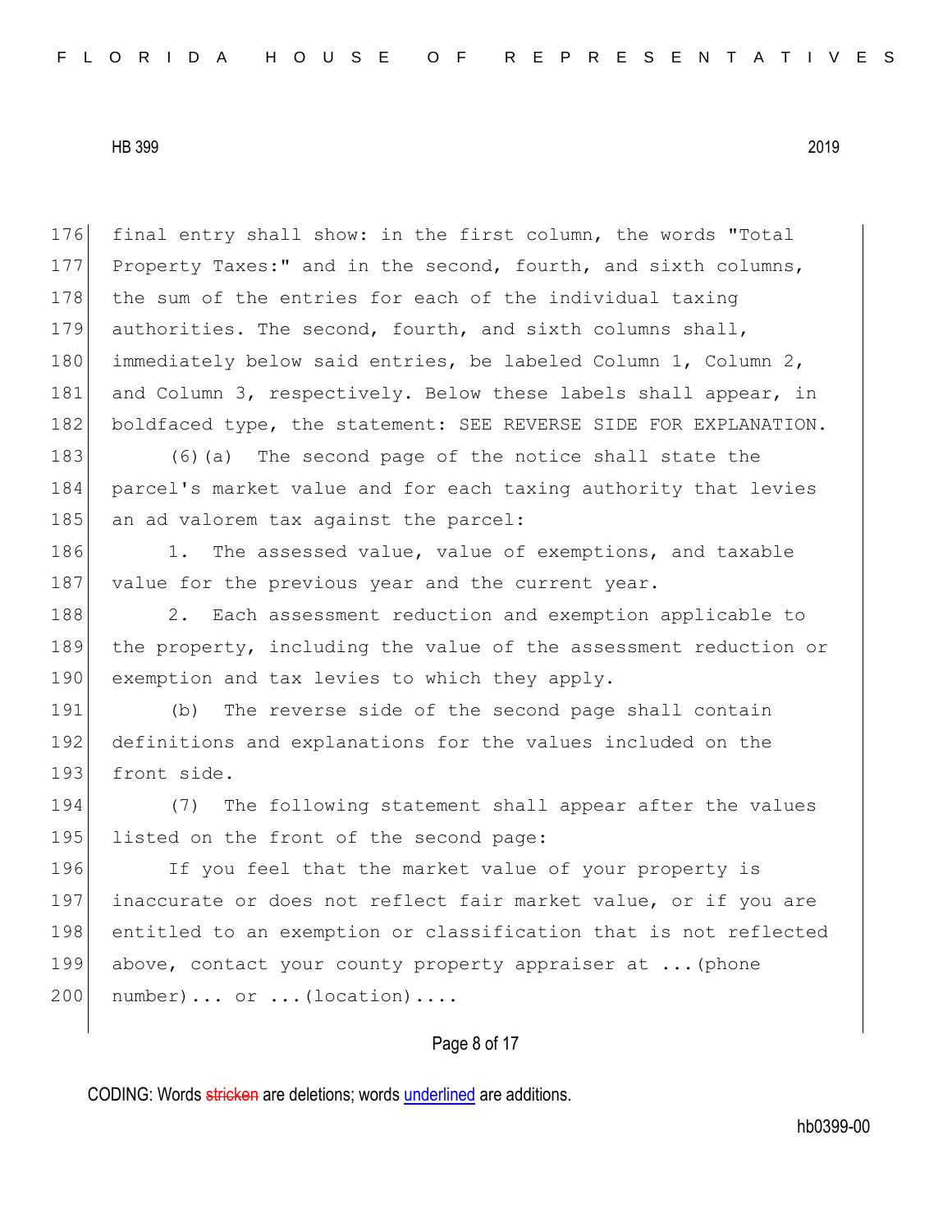final entry shall show: in the first column, the words "Total Property Taxes:" and in the second, fourth, and sixth columns, the sum of the entries for each of the individual taxing authorities. The second, fourth, and sixth columns shall, immediately below said entries, be labeled Column 1, Column 2, and Column 3, respectively. Below these labels shall appear, in boldfaced type, the statement: **SEE REVERSE SIDE FOR EXPLANATION.**

(6)(a) The second page of the notice shall state the parcel's market value and for each taxing authority that levies an ad valorem tax against the parcel:

1. The assessed value, value of exemptions, and taxable value for the previous year and the current year.

2. Each assessment reduction and exemption applicable to the property, including the value of the assessment reduction or exemption and tax levies to which they apply.

(b) The reverse side of the second page shall contain definitions and explanations for the values included on the front side.

(7) The following statement shall appear after the values listed on the front of the second page:

If you feel that the market value of your property is inaccurate or does not reflect fair market value, or if you are entitled to an exemption or classification that is not reflected above, contact your county property appraiser at ...(phone number)... or ...(location)....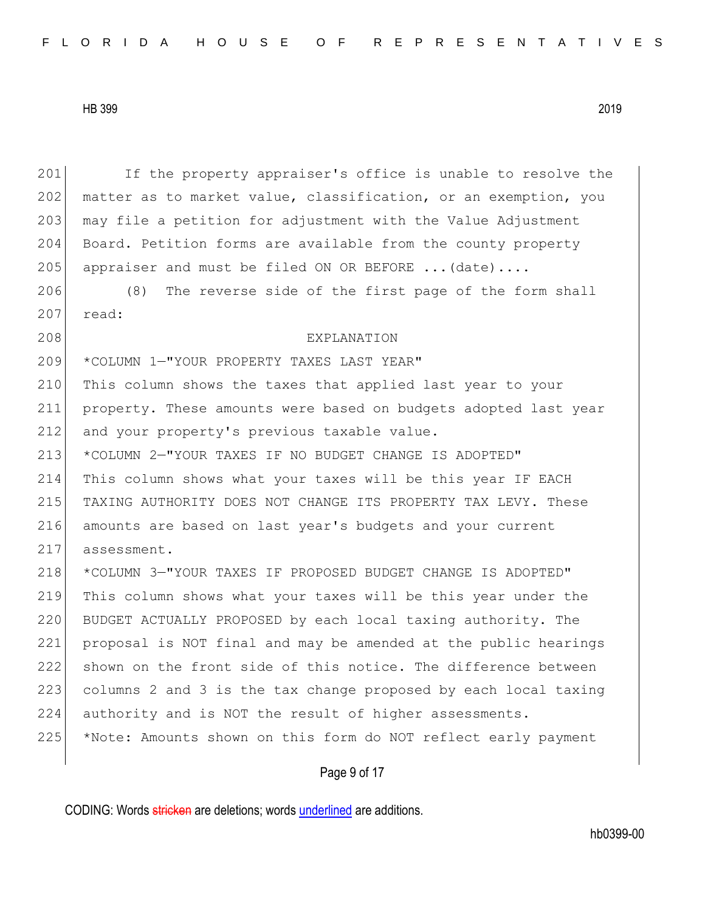If the property appraiser's office is unable to resolve the matter as to market value, classification, or an exemption, you may file a petition for adjustment with the Value Adjustment Board. Petition forms are available from the county property appraiser and must be filed ON OR BEFORE ...(date)....

(8) The reverse side of the first page of the form shall read:

EXPLANATION

*COLUMN 1—"YOUR PROPERTY TAXES LAST YEAR"
This column shows the taxes that applied last year to your property. These amounts were based on budgets adopted last year and your property's previous taxable value.

*COLUMN 2—"YOUR TAXES IF NO BUDGET CHANGE IS ADOPTED"
This column shows what your taxes will be this year IF EACH TAXING AUTHORITY DOES NOT CHANGE ITS PROPERTY TAX LEVY. These amounts are based on last year's budgets and your current assessment.

*COLUMN 3—"YOUR TAXES IF PROPOSED BUDGET CHANGE IS ADOPTED"
This column shows what your taxes will be this year under the BUDGET ACTUALLY PROPOSED by each local taxing authority. The proposal is NOT final and may be amended at the public hearings shown on the front side of this notice. The difference between columns 2 and 3 is the tax change proposed by each local taxing authority and is NOT the result of higher assessments.

*Note: Amounts shown on this form do NOT reflect early payment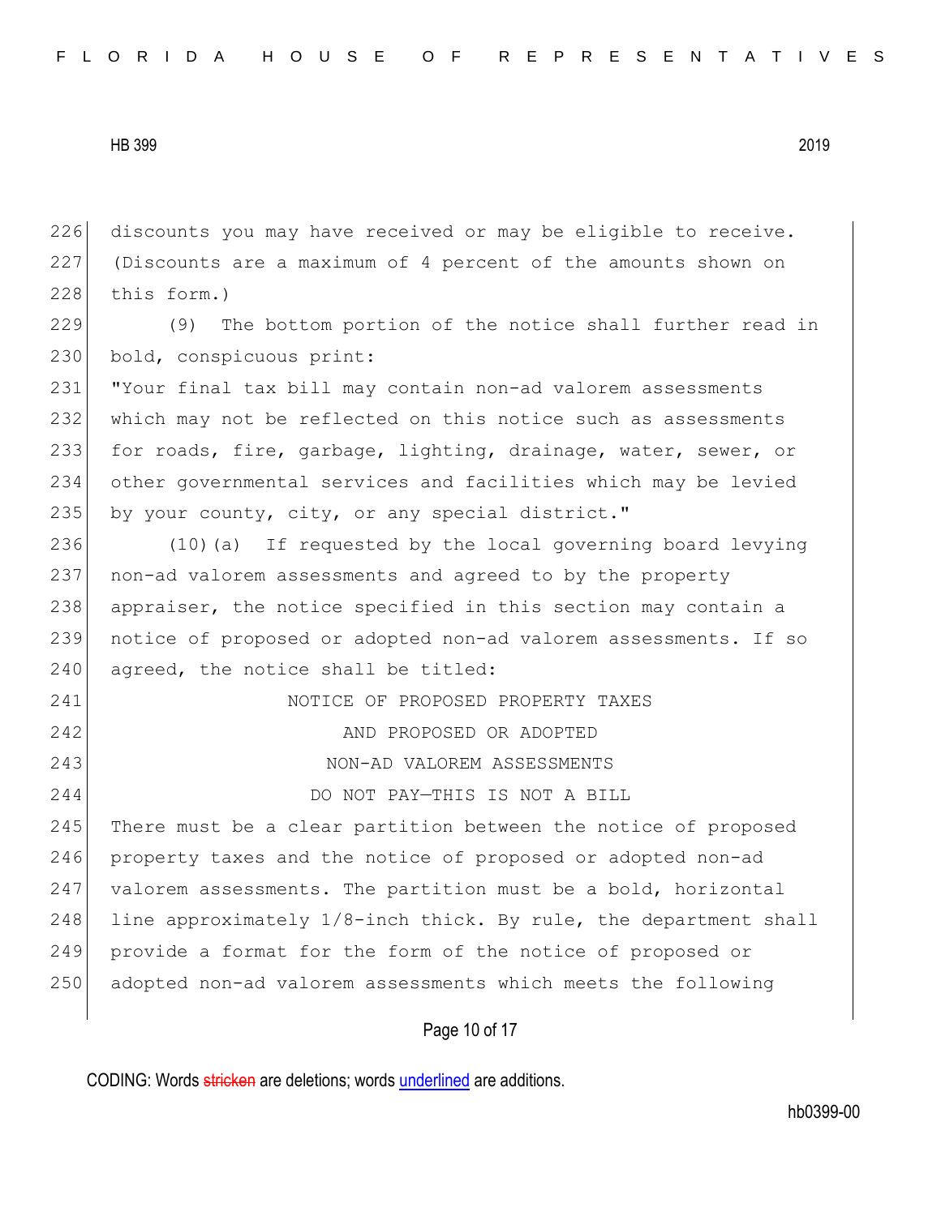discounts you may have received or may be eligible to receive. (Discounts are a maximum of 4 percent of the amounts shown on this form.)

(9) The bottom portion of the notice shall further read in bold, conspicuous print:

"Your final tax bill may contain non-ad valorem assessments which may not be reflected on this notice such as assessments for roads, fire, garbage, lighting, drainage, water, sewer, or other governmental services and facilities which may be levied by your county, city, or any special district."

(10)(a) If requested by the local governing board levying non-ad valorem assessments and agreed to by the property appraiser, the notice specified in this section may contain a notice of proposed or adopted non-ad valorem assessments. If so agreed, the notice shall be titled:

NOTICE OF PROPOSED PROPERTY TAXES
AND PROPOSED OR ADOPTED
NON-AD VALOREM ASSESSMENTS
DO NOT PAY—THIS IS NOT A BILL

There must be a clear partition between the notice of proposed property taxes and the notice of proposed or adopted non-ad valorem assessments. The partition must be a bold, horizontal line approximately 1/8-inch thick. By rule, the department shall provide a format for the form of the notice of proposed or adopted non-ad valorem assessments which meets the following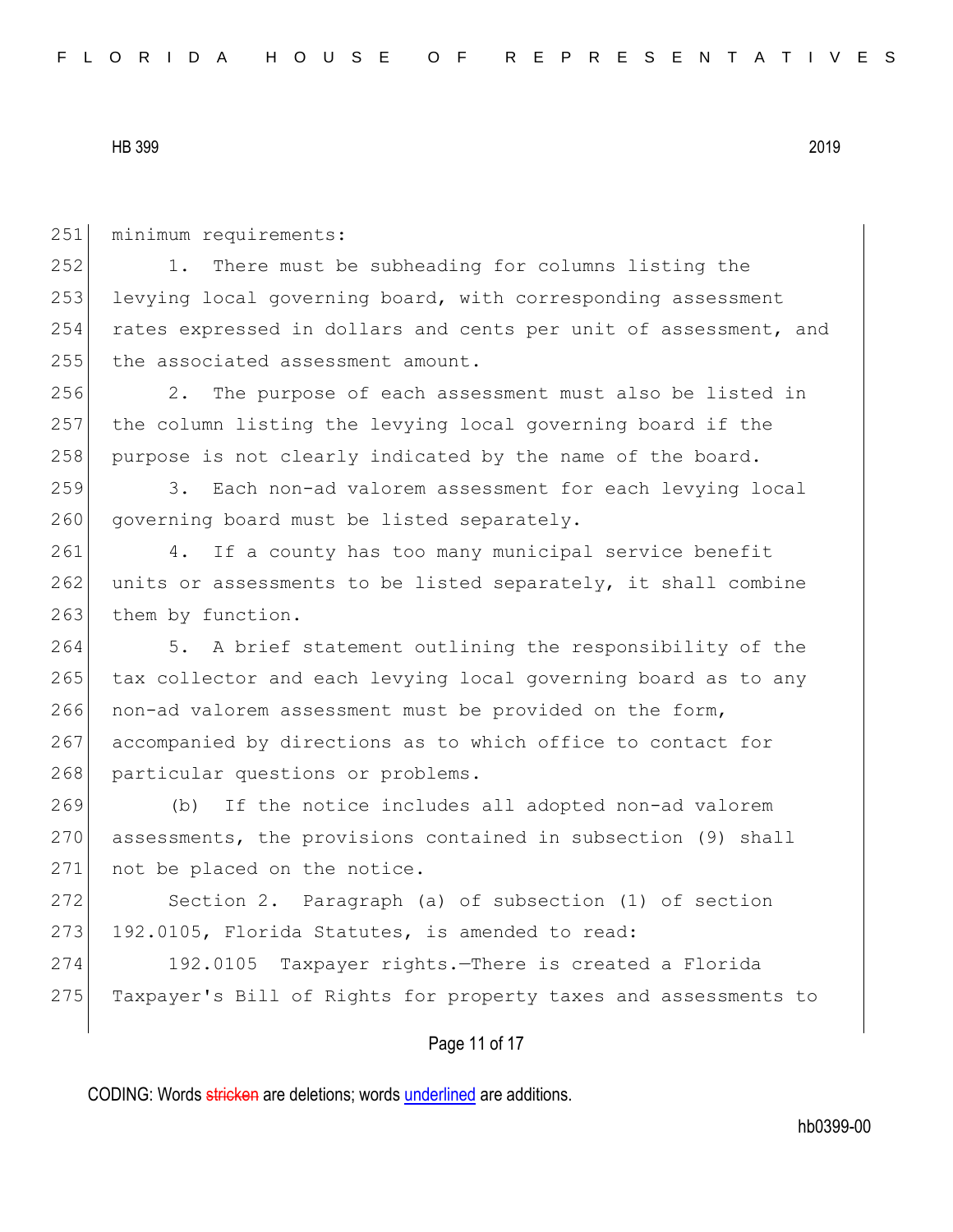minimum requirements:

1. There must be subheading for columns listing the levying local governing board, with corresponding assessment rates expressed in dollars and cents per unit of assessment, and the associated assessment amount.

2. The purpose of each assessment must also be listed in the column listing the levying local governing board if the purpose is not clearly indicated by the name of the board.

3. Each non-ad valorem assessment for each levying local governing board must be listed separately.

4. If a county has too many municipal service benefit units or assessments to be listed separately, it shall combine them by function.

5. A brief statement outlining the responsibility of the tax collector and each levying local governing board as to any non-ad valorem assessment must be provided on the form, accompanied by directions as to which office to contact for particular questions or problems.

(b) If the notice includes all adopted non-ad valorem assessments, the provisions contained in subsection (9) shall not be placed on the notice.

Section 2. Paragraph (a) of subsection (1) of section 192.0105, Florida Statutes, is amended to read:

192.0105 Taxpayer rights.—There is created a Florida Taxpayer's Bill of Rights for property taxes and assessments to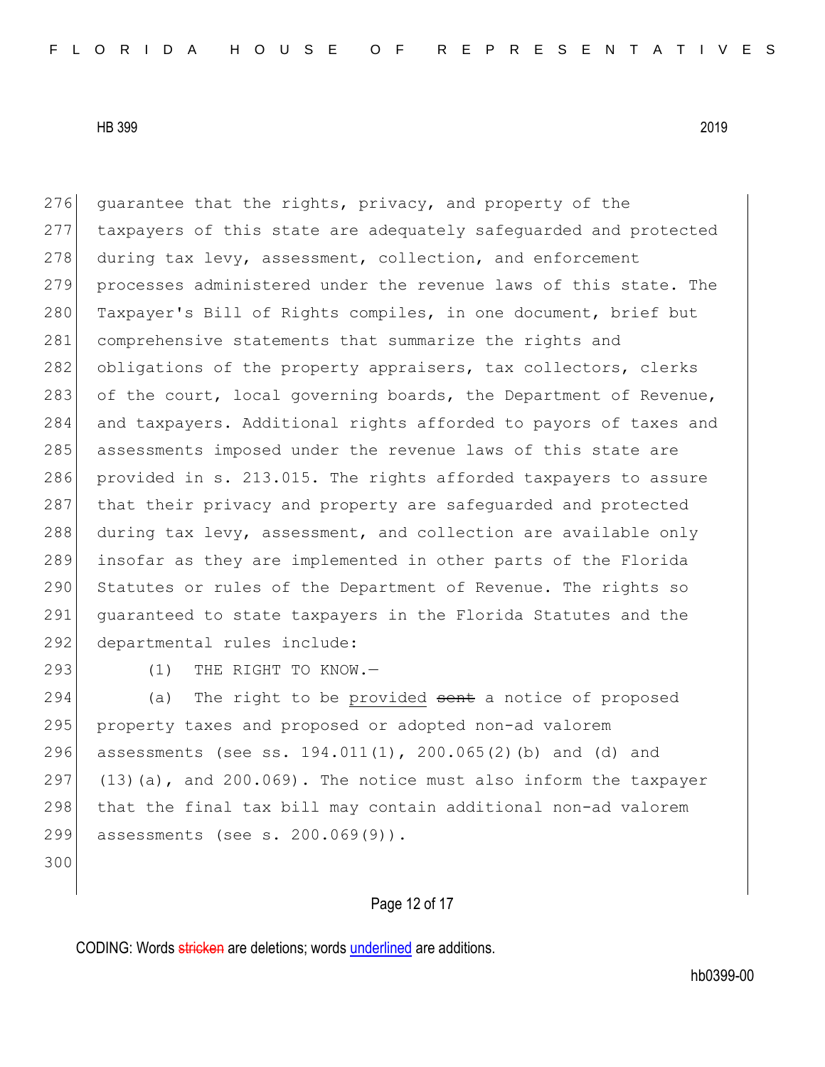guarantee that the rights, privacy, and property of the taxpayers of this state are adequately safeguarded and protected during tax levy, assessment, collection, and enforcement processes administered under the revenue laws of this state. The Taxpayer's Bill of Rights compiles, in one document, brief but comprehensive statements that summarize the rights and obligations of the property appraisers, tax collectors, clerks of the court, local governing boards, the Department of Revenue, and taxpayers. Additional rights afforded to payors of taxes and assessments imposed under the revenue laws of this state are provided in s. 213.015. The rights afforded taxpayers to assure that their privacy and property are safeguarded and protected during tax levy, assessment, and collection are available only insofar as they are implemented in other parts of the Florida Statutes or rules of the Department of Revenue. The rights so guaranteed to state taxpayers in the Florida Statutes and the departmental rules include:

(1) THE RIGHT TO KNOW.—

(a) The right to be provided ~~sent~~ a notice of proposed property taxes and proposed or adopted non-ad valorem assessments (see ss. 194.011(1), 200.065(2)(b) and (d) and (13)(a), and 200.069). The notice must also inform the taxpayer that the final tax bill may contain additional non-ad valorem assessments (see s. 200.069(9)).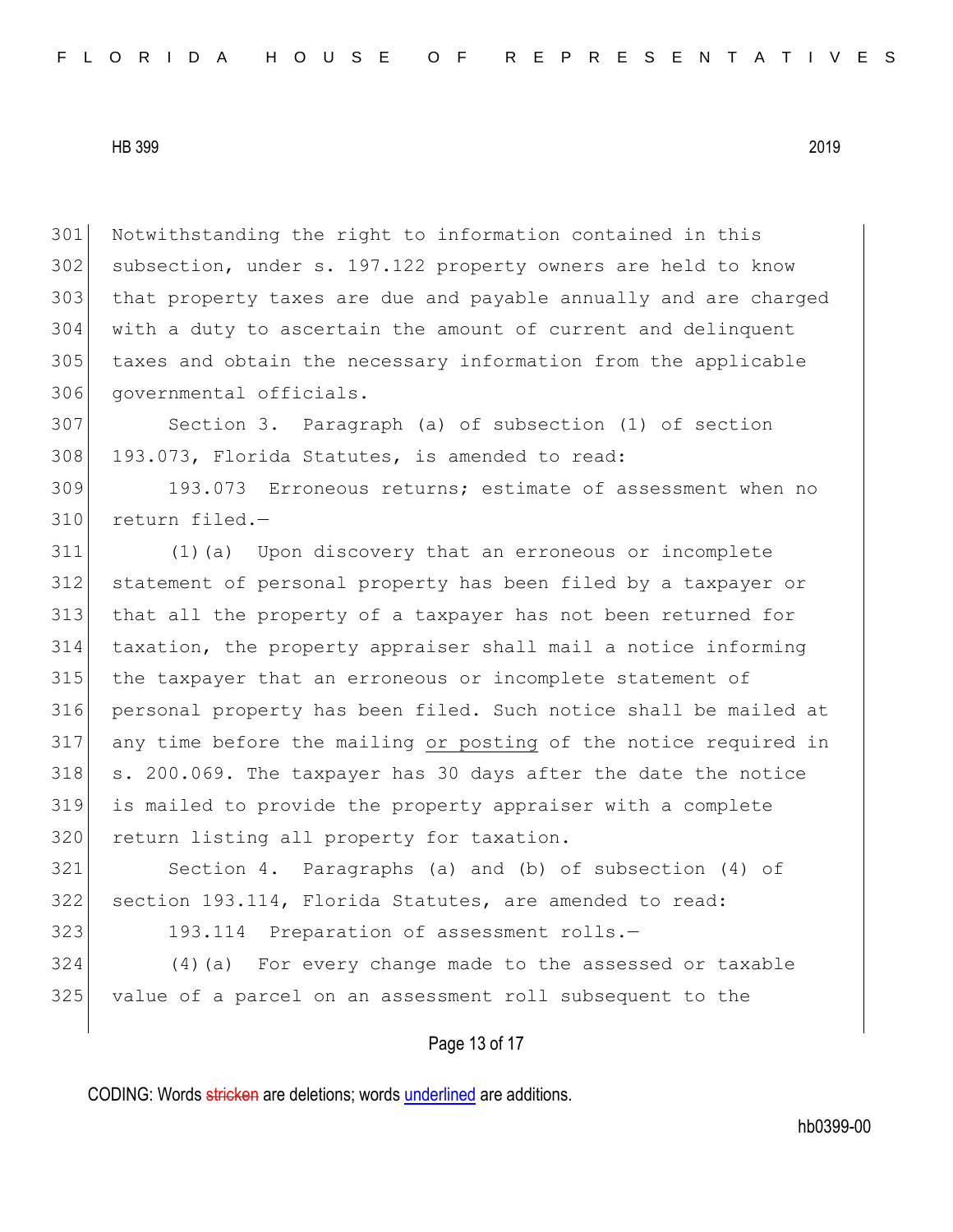Notwithstanding the right to information contained in this subsection, under s. 197.122 property owners are held to know that property taxes are due and payable annually and are charged with a duty to ascertain the amount of current and delinquent taxes and obtain the necessary information from the applicable governmental officials.

Section 3. Paragraph (a) of subsection (1) of section 193.073, Florida Statutes, is amended to read:

193.073 Erroneous returns; estimate of assessment when no return filed.—

(1)(a) Upon discovery that an erroneous or incomplete statement of personal property has been filed by a taxpayer or that all the property of a taxpayer has not been returned for taxation, the property appraiser shall mail a notice informing the taxpayer that an erroneous or incomplete statement of personal property has been filed. Such notice shall be mailed at any time before the mailing <u>or posting</u> of the notice required in s. 200.069. The taxpayer has 30 days after the date the notice is mailed to provide the property appraiser with a complete return listing all property for taxation.

Section 4. Paragraphs (a) and (b) of subsection (4) of section 193.114, Florida Statutes, are amended to read:

193.114 Preparation of assessment rolls.—

(4)(a) For every change made to the assessed or taxable value of a parcel on an assessment roll subsequent to the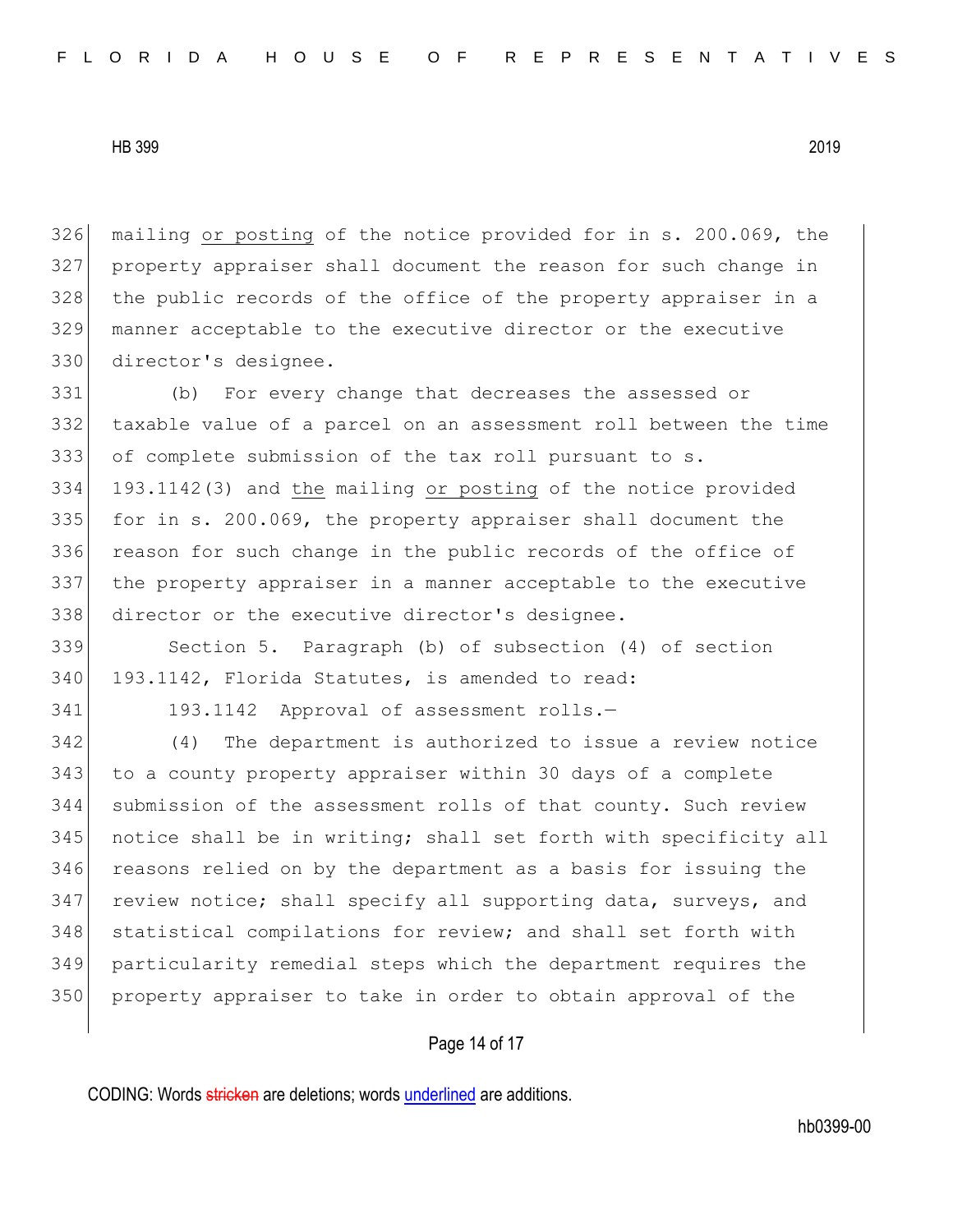mailing <u>or posting</u> of the notice provided for in s. 200.069, the property appraiser shall document the reason for such change in the public records of the office of the property appraiser in a manner acceptable to the executive director or the executive director's designee.

(b) For every change that decreases the assessed or taxable value of a parcel on an assessment roll between the time of complete submission of the tax roll pursuant to s. 193.1142(3) and <u>the</u> mailing <u>or posting</u> of the notice provided for in s. 200.069, the property appraiser shall document the reason for such change in the public records of the office of the property appraiser in a manner acceptable to the executive director or the executive director's designee.

Section 5. Paragraph (b) of subsection (4) of section 193.1142, Florida Statutes, is amended to read:

193.1142 Approval of assessment rolls.—

(4) The department is authorized to issue a review notice to a county property appraiser within 30 days of a complete submission of the assessment rolls of that county. Such review notice shall be in writing; shall set forth with specificity all reasons relied on by the department as a basis for issuing the review notice; shall specify all supporting data, surveys, and statistical compilations for review; and shall set forth with particularity remedial steps which the department requires the property appraiser to take in order to obtain approval of the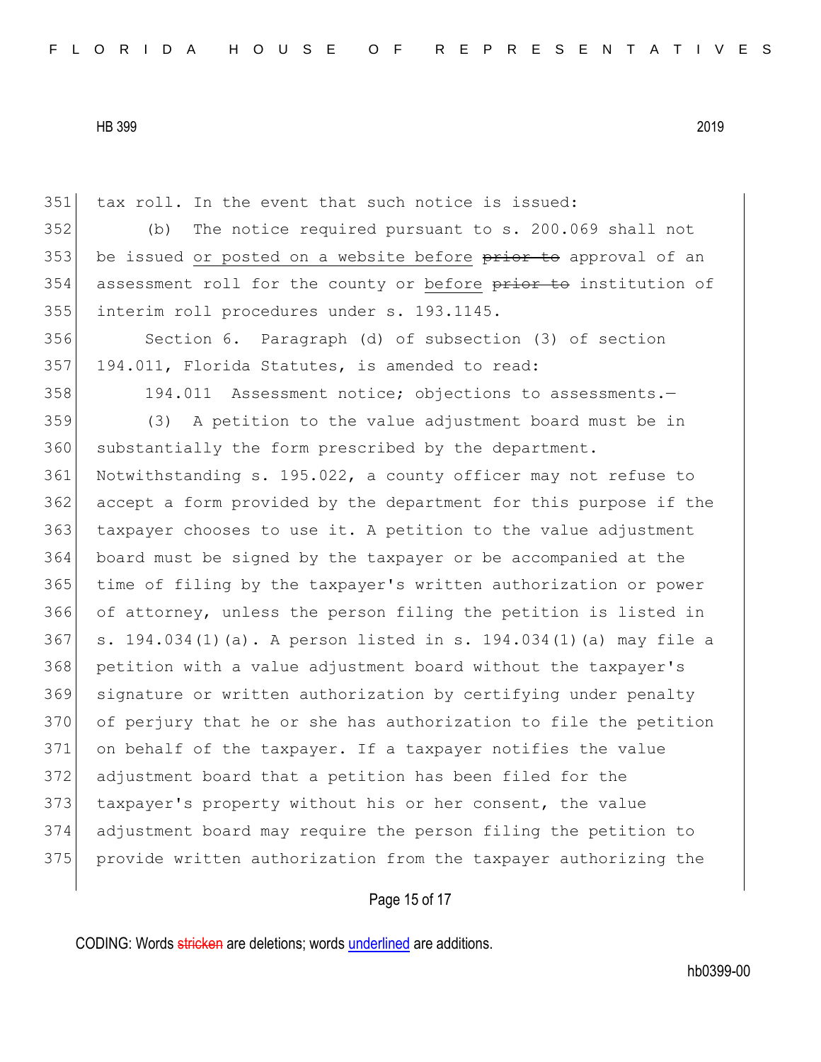tax roll. In the event that such notice is issued:

(b) The notice required pursuant to s. 200.069 shall not be issued <u>or posted on a website before</u> ~~prior to~~ approval of an assessment roll for the county or <u>before</u> ~~prior to~~ institution of interim roll procedures under s. 193.1145.

Section 6. Paragraph (d) of subsection (3) of section 194.011, Florida Statutes, is amended to read:

194.011 Assessment notice; objections to assessments.—

(3) A petition to the value adjustment board must be in substantially the form prescribed by the department. Notwithstanding s. 195.022, a county officer may not refuse to accept a form provided by the department for this purpose if the taxpayer chooses to use it. A petition to the value adjustment board must be signed by the taxpayer or be accompanied at the time of filing by the taxpayer's written authorization or power of attorney, unless the person filing the petition is listed in s. 194.034(1)(a). A person listed in s. 194.034(1)(a) may file a petition with a value adjustment board without the taxpayer's signature or written authorization by certifying under penalty of perjury that he or she has authorization to file the petition on behalf of the taxpayer. If a taxpayer notifies the value adjustment board that a petition has been filed for the taxpayer's property without his or her consent, the value adjustment board may require the person filing the petition to provide written authorization from the taxpayer authorizing the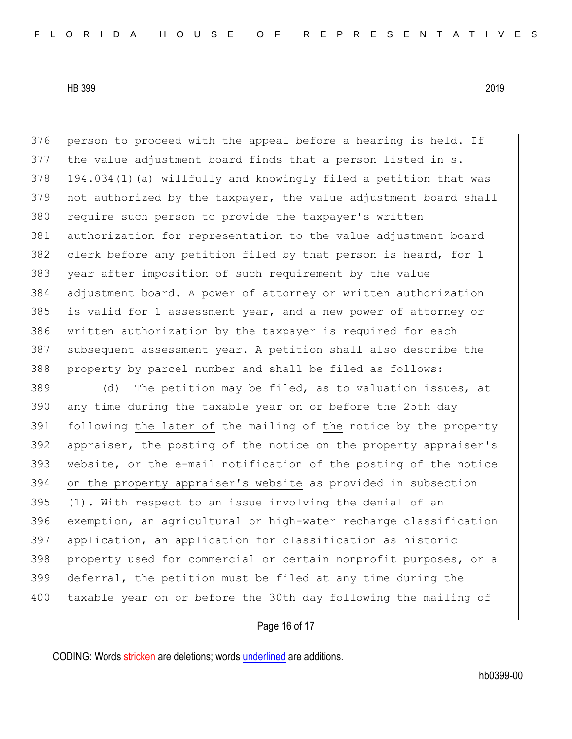person to proceed with the appeal before a hearing is held. If the value adjustment board finds that a person listed in s. 194.034(1)(a) willfully and knowingly filed a petition that was not authorized by the taxpayer, the value adjustment board shall require such person to provide the taxpayer's written authorization for representation to the value adjustment board clerk before any petition filed by that person is heard, for 1 year after imposition of such requirement by the value adjustment board. A power of attorney or written authorization is valid for 1 assessment year, and a new power of attorney or written authorization by the taxpayer is required for each subsequent assessment year. A petition shall also describe the property by parcel number and shall be filed as follows:

(d) The petition may be filed, as to valuation issues, at any time during the taxable year on or before the 25th day following the later of the mailing of the notice by the property appraiser, the posting of the notice on the property appraiser's website, or the e-mail notification of the posting of the notice on the property appraiser's website as provided in subsection (1). With respect to an issue involving the denial of an exemption, an agricultural or high-water recharge classification application, an application for classification as historic property used for commercial or certain nonprofit purposes, or a deferral, the petition must be filed at any time during the taxable year on or before the 30th day following the mailing of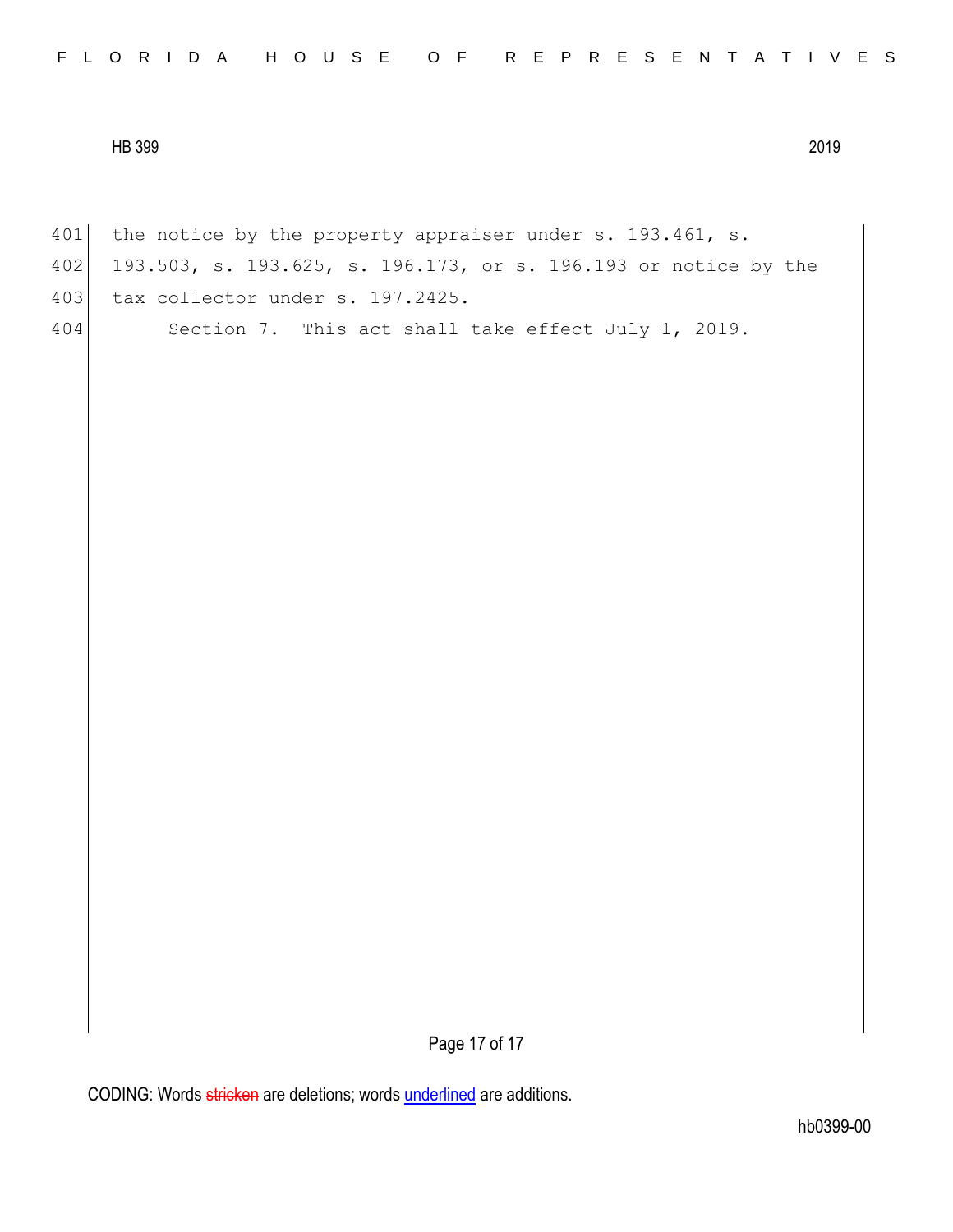401 the notice by the property appraiser under s. 193.461, s.
402 193.503, s. 193.625, s. 196.173, or s. 196.193 or notice by the
403 tax collector under s. 197.2425.
404 Section 7. This act shall take effect July 1, 2019.

CODING: Words stricken are deletions; words underlined are additions.

hb0399-00